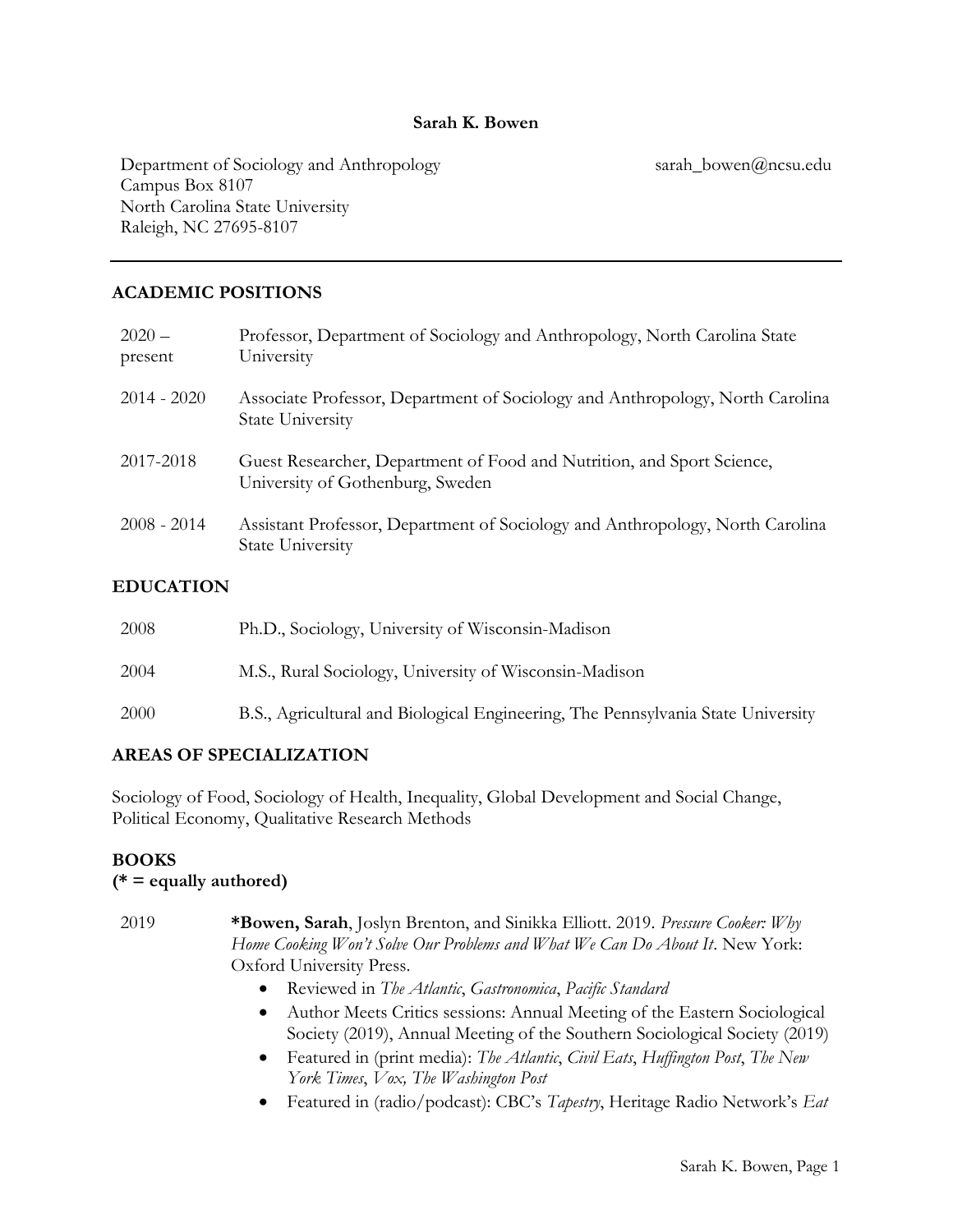**Sarah K. Bowen**

Department of Sociology and Anthropology
Campus Box 8107
North Carolina State University
Raleigh, NC 27695-8107

sarah_bowen@ncsu.edu

---

## ACADEMIC POSITIONS

| | |
|---|---|
| 2020 – present | Professor, Department of Sociology and Anthropology, North Carolina State University |
| 2014 - 2020 | Associate Professor, Department of Sociology and Anthropology, North Carolina State University |
| 2017-2018 | Guest Researcher, Department of Food and Nutrition, and Sport Science, University of Gothenburg, Sweden |
| 2008 - 2014 | Assistant Professor, Department of Sociology and Anthropology, North Carolina State University |

## EDUCATION

| | |
|---|---|
| 2008 | Ph.D., Sociology, University of Wisconsin-Madison |
| 2004 | M.S., Rural Sociology, University of Wisconsin-Madison |
| 2000 | B.S., Agricultural and Biological Engineering, The Pennsylvania State University |

## AREAS OF SPECIALIZATION

Sociology of Food, Sociology of Health, Inequality, Global Development and Social Change, Political Economy, Qualitative Research Methods

## BOOKS
**(* = equally authored)**

2019 **\*Bowen, Sarah**, Joslyn Brenton, and Sinikka Elliott. 2019. *Pressure Cooker: Why Home Cooking Won't Solve Our Problems and What We Can Do About It*. New York: Oxford University Press.

- Reviewed in *The Atlantic*, *Gastronomica*, *Pacific Standard*
- Author Meets Critics sessions: Annual Meeting of the Eastern Sociological Society (2019), Annual Meeting of the Southern Sociological Society (2019)
- Featured in (print media): *The Atlantic*, *Civil Eats*, *Huffington Post*, *The New York Times*, *Vox, The Washington Post*
- Featured in (radio/podcast): CBC's *Tapestry*, Heritage Radio Network's *Eat*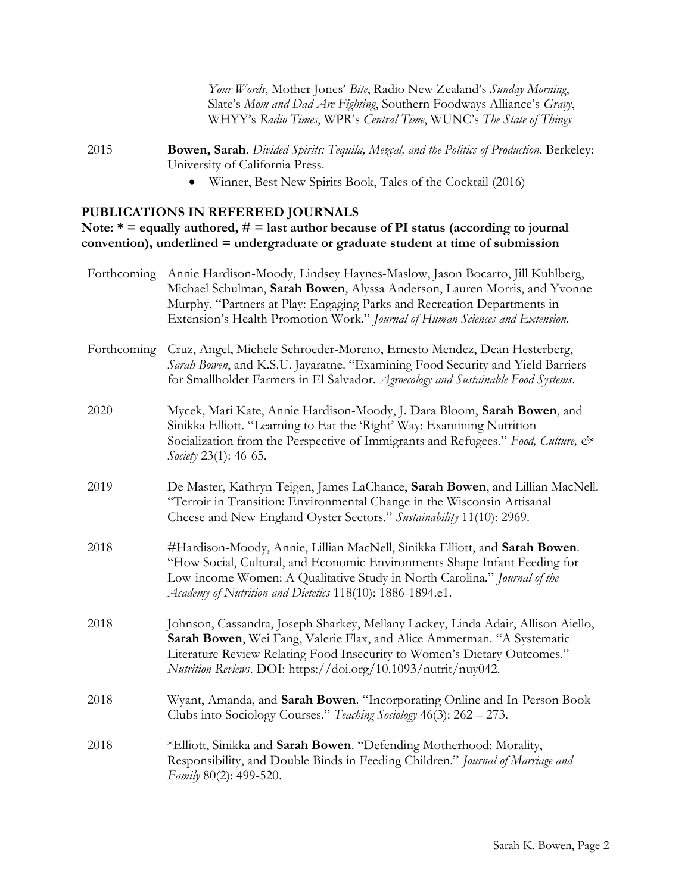*Your Words*, Mother Jones' *Bite*, Radio New Zealand's *Sunday Morning*, Slate's *Mom and Dad Are Fighting*, Southern Foodways Alliance's *Gravy*, WHYY's *Radio Times*, WPR's *Central Time*, WUNC's *The State of Things*

2015 **Bowen, Sarah**. *Divided Spirits: Tequila, Mezcal, and the Politics of Production*. Berkeley: University of California Press.

- Winner, Best New Spirits Book, Tales of the Cocktail (2016)

## PUBLICATIONS IN REFEREED JOURNALS

**Note: * = equally authored, # = last author because of PI status (according to journal convention), underlined = undergraduate or graduate student at time of submission**

Forthcoming Annie Hardison-Moody, Lindsey Haynes-Maslow, Jason Bocarro, Jill Kuhlberg, Michael Schulman, **Sarah Bowen**, Alyssa Anderson, Lauren Morris, and Yvonne Murphy. "Partners at Play: Engaging Parks and Recreation Departments in Extension's Health Promotion Work." *Journal of Human Sciences and Extension*.

Forthcoming <u>Cruz, Angel</u>, Michele Schroeder-Moreno, Ernesto Mendez, Dean Hesterberg, *Sarah Bowen*, and K.S.U. Jayaratne. "Examining Food Security and Yield Barriers for Smallholder Farmers in El Salvador. *Agroecology and Sustainable Food Systems*.

2020 <u>Mycek, Mari Kate</u>, Annie Hardison-Moody, J. Dara Bloom, **Sarah Bowen**, and Sinikka Elliott. "Learning to Eat the 'Right' Way: Examining Nutrition Socialization from the Perspective of Immigrants and Refugees." *Food, Culture, & Society* 23(1): 46-65.

2019 De Master, Kathryn Teigen, James LaChance, **Sarah Bowen**, and Lillian MacNell. "Terroir in Transition: Environmental Change in the Wisconsin Artisanal Cheese and New England Oyster Sectors." *Sustainability* 11(10): 2969.

2018 #Hardison-Moody, Annie, Lillian MacNell, Sinikka Elliott, and **Sarah Bowen**. "How Social, Cultural, and Economic Environments Shape Infant Feeding for Low-income Women: A Qualitative Study in North Carolina." *Journal of the Academy of Nutrition and Dietetics* 118(10): 1886-1894.e1.

2018 <u>Johnson, Cassandra</u>, Joseph Sharkey, Mellany Lackey, Linda Adair, Allison Aiello, **Sarah Bowen**, Wei Fang, Valerie Flax, and Alice Ammerman. "A Systematic Literature Review Relating Food Insecurity to Women's Dietary Outcomes." *Nutrition Reviews*. DOI: https://doi.org/10.1093/nutrit/nuy042.

2018 <u>Wyant, Amanda</u>, and **Sarah Bowen**. "Incorporating Online and In-Person Book Clubs into Sociology Courses." *Teaching Sociology* 46(3): 262 – 273.

2018 *Elliott, Sinikka and **Sarah Bowen**. "Defending Motherhood: Morality, Responsibility, and Double Binds in Feeding Children." *Journal of Marriage and Family* 80(2): 499-520.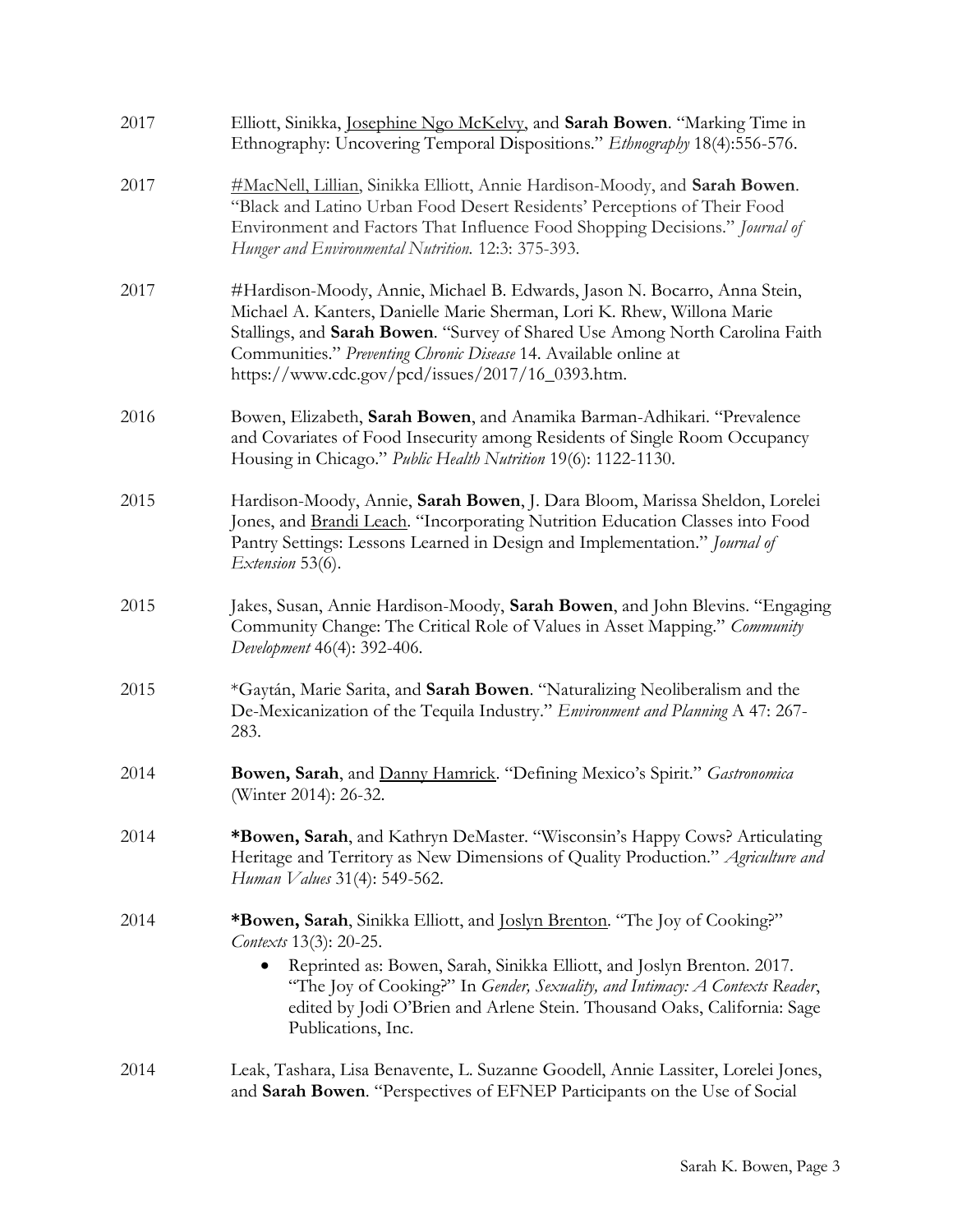2017 Elliott, Sinikka, Josephine Ngo McKelvy, and **Sarah Bowen**. "Marking Time in Ethnography: Uncovering Temporal Dispositions." *Ethnography* 18(4):556-576.

2017 #MacNell, Lillian, Sinikka Elliott, Annie Hardison-Moody, and **Sarah Bowen**. "Black and Latino Urban Food Desert Residents' Perceptions of Their Food Environment and Factors That Influence Food Shopping Decisions." *Journal of Hunger and Environmental Nutrition.* 12:3: 375-393.

2017 #Hardison-Moody, Annie, Michael B. Edwards, Jason N. Bocarro, Anna Stein, Michael A. Kanters, Danielle Marie Sherman, Lori K. Rhew, Willona Marie Stallings, and **Sarah Bowen**. "Survey of Shared Use Among North Carolina Faith Communities." *Preventing Chronic Disease* 14. Available online at https://www.cdc.gov/pcd/issues/2017/16_0393.htm.

2016 Bowen, Elizabeth, **Sarah Bowen**, and Anamika Barman-Adhikari. "Prevalence and Covariates of Food Insecurity among Residents of Single Room Occupancy Housing in Chicago." *Public Health Nutrition* 19(6): 1122-1130.

2015 Hardison-Moody, Annie, **Sarah Bowen**, J. Dara Bloom, Marissa Sheldon, Lorelei Jones, and Brandi Leach. "Incorporating Nutrition Education Classes into Food Pantry Settings: Lessons Learned in Design and Implementation." *Journal of Extension* 53(6).

2015 Jakes, Susan, Annie Hardison-Moody, **Sarah Bowen**, and John Blevins. "Engaging Community Change: The Critical Role of Values in Asset Mapping." *Community Development* 46(4): 392-406.

2015 *Gaytán, Marie Sarita, and **Sarah Bowen**. "Naturalizing Neoliberalism and the De-Mexicanization of the Tequila Industry." *Environment and Planning* A 47: 267-283.

2014 **Bowen, Sarah**, and Danny Hamrick. "Defining Mexico's Spirit." *Gastronomica* (Winter 2014): 26-32.

2014 ***Bowen, Sarah**, and Kathryn DeMaster. "Wisconsin's Happy Cows? Articulating Heritage and Territory as New Dimensions of Quality Production." *Agriculture and Human Values* 31(4): 549-562.

2014 ***Bowen, Sarah**, Sinikka Elliott, and Joslyn Brenton. "The Joy of Cooking?" *Contexts* 13(3): 20-25.

- Reprinted as: Bowen, Sarah, Sinikka Elliott, and Joslyn Brenton. 2017. "The Joy of Cooking?" In *Gender, Sexuality, and Intimacy: A Contexts Reader*, edited by Jodi O'Brien and Arlene Stein. Thousand Oaks, California: Sage Publications, Inc.

2014 Leak, Tashara, Lisa Benavente, L. Suzanne Goodell, Annie Lassiter, Lorelei Jones, and **Sarah Bowen**. "Perspectives of EFNEP Participants on the Use of Social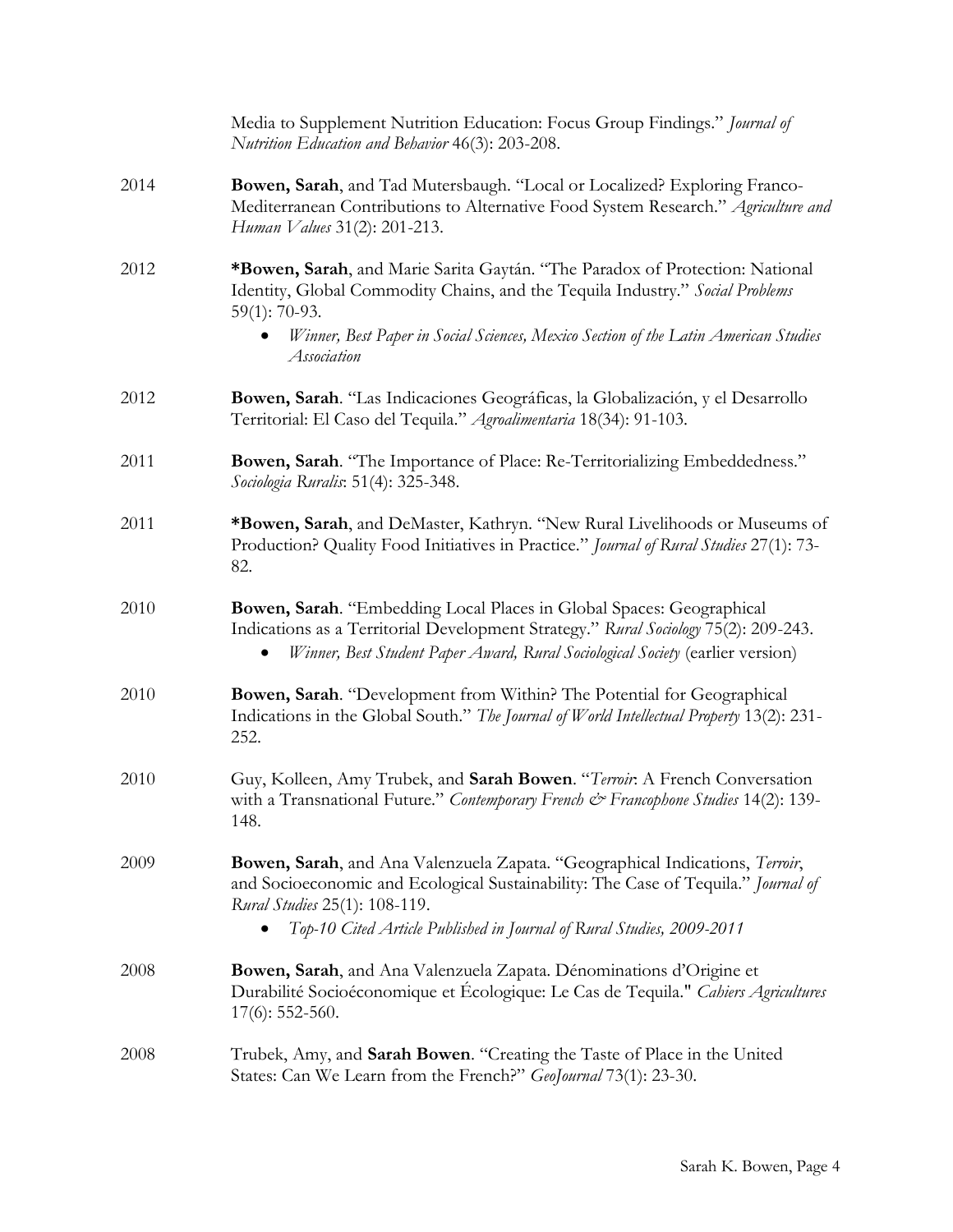Media to Supplement Nutrition Education: Focus Group Findings." *Journal of Nutrition Education and Behavior* 46(3): 203-208.

2014 **Bowen, Sarah**, and Tad Mutersbaugh. "Local or Localized? Exploring Franco-Mediterranean Contributions to Alternative Food System Research." *Agriculture and Human Values* 31(2): 201-213.

2012 ***Bowen, Sarah**, and Marie Sarita Gaytán. "The Paradox of Protection: National Identity, Global Commodity Chains, and the Tequila Industry." *Social Problems* 59(1): 70-93.

- *Winner, Best Paper in Social Sciences, Mexico Section of the Latin American Studies Association*

2012 **Bowen, Sarah**. "Las Indicaciones Geográficas, la Globalización, y el Desarrollo Territorial: El Caso del Tequila." *Agroalimentaria* 18(34): 91-103.

2011 **Bowen, Sarah**. "The Importance of Place: Re-Territorializing Embeddedness." *Sociologia Ruralis*: 51(4): 325-348.

2011 ***Bowen, Sarah**, and DeMaster, Kathryn. "New Rural Livelihoods or Museums of Production? Quality Food Initiatives in Practice." *Journal of Rural Studies* 27(1): 73-82.

2010 **Bowen, Sarah**. "Embedding Local Places in Global Spaces: Geographical Indications as a Territorial Development Strategy." *Rural Sociology* 75(2): 209-243.

- *Winner, Best Student Paper Award, Rural Sociological Society* (earlier version)

2010 **Bowen, Sarah**. "Development from Within? The Potential for Geographical Indications in the Global South." *The Journal of World Intellectual Property* 13(2): 231-252.

2010 Guy, Kolleen, Amy Trubek, and **Sarah Bowen**. "*Terroir*: A French Conversation with a Transnational Future." *Contemporary French & Francophone Studies* 14(2): 139-148.

2009 **Bowen, Sarah**, and Ana Valenzuela Zapata. "Geographical Indications, *Terroir*, and Socioeconomic and Ecological Sustainability: The Case of Tequila." *Journal of Rural Studies* 25(1): 108-119.

- *Top-10 Cited Article Published in Journal of Rural Studies, 2009-2011*

2008 **Bowen, Sarah**, and Ana Valenzuela Zapata. Dénominations d'Origine et Durabilité Socioéconomique et Écologique: Le Cas de Tequila." *Cahiers Agricultures* 17(6): 552-560.

2008 Trubek, Amy, and **Sarah Bowen**. "Creating the Taste of Place in the United States: Can We Learn from the French?" *GeoJournal* 73(1): 23-30.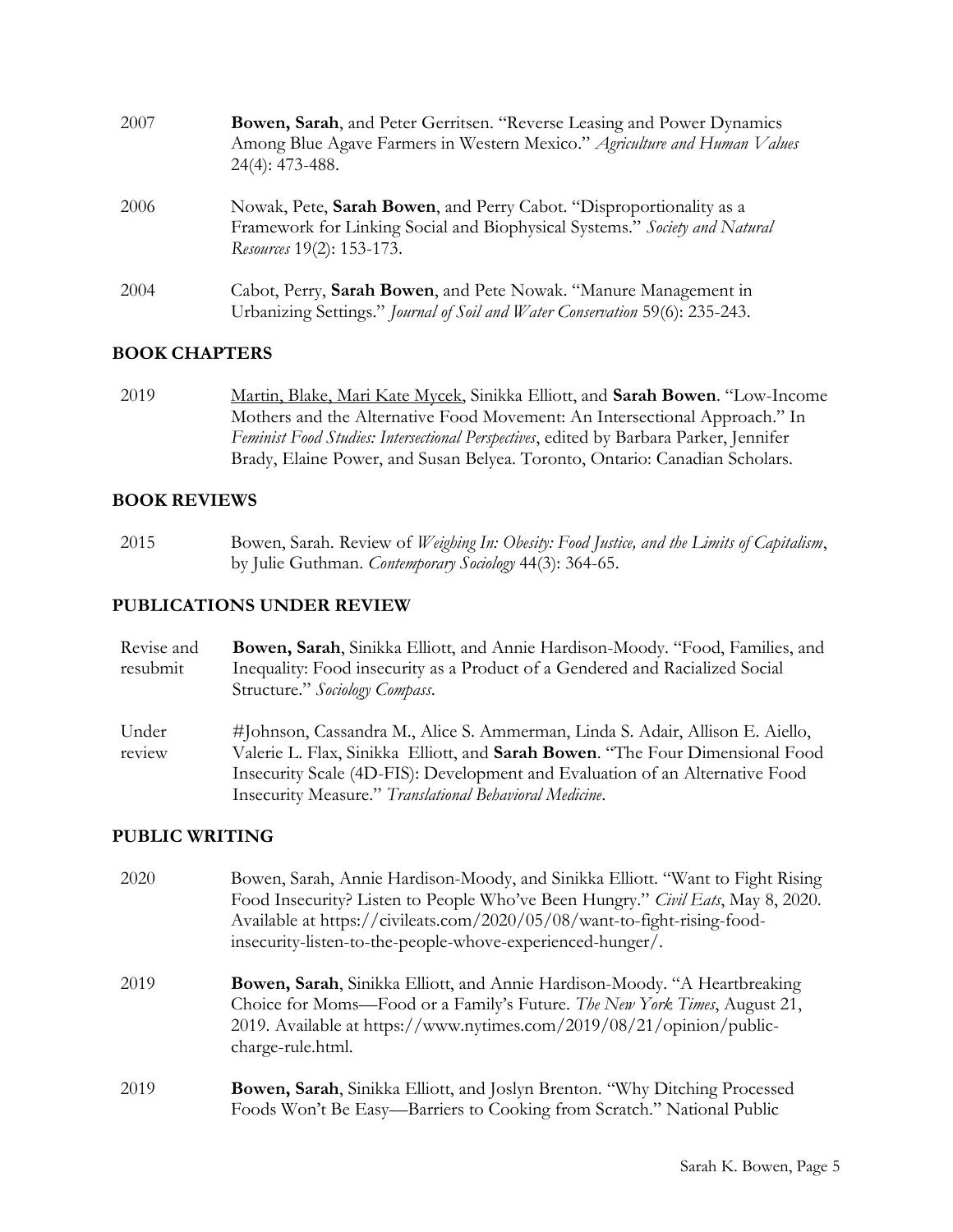2007 **Bowen, Sarah**, and Peter Gerritsen. "Reverse Leasing and Power Dynamics Among Blue Agave Farmers in Western Mexico." *Agriculture and Human Values* 24(4): 473-488.

2006 Nowak, Pete, **Sarah Bowen**, and Perry Cabot. "Disproportionality as a Framework for Linking Social and Biophysical Systems." *Society and Natural Resources* 19(2): 153-173.

2004 Cabot, Perry, **Sarah Bowen**, and Pete Nowak. "Manure Management in Urbanizing Settings." *Journal of Soil and Water Conservation* 59(6): 235-243.

## BOOK CHAPTERS

2019 <u>Martin, Blake, Mari Kate Mycek</u>, Sinikka Elliott, and **Sarah Bowen**. "Low-Income Mothers and the Alternative Food Movement: An Intersectional Approach." In *Feminist Food Studies: Intersectional Perspectives*, edited by Barbara Parker, Jennifer Brady, Elaine Power, and Susan Belyea. Toronto, Ontario: Canadian Scholars.

## BOOK REVIEWS

2015 Bowen, Sarah. Review of *Weighing In: Obesity: Food Justice, and the Limits of Capitalism*, by Julie Guthman. *Contemporary Sociology* 44(3): 364-65.

## PUBLICATIONS UNDER REVIEW

Revise and resubmit **Bowen, Sarah**, Sinikka Elliott, and Annie Hardison-Moody. "Food, Families, and Inequality: Food insecurity as a Product of a Gendered and Racialized Social Structure." *Sociology Compass*.

Under review #Johnson, Cassandra M., Alice S. Ammerman, Linda S. Adair, Allison E. Aiello, Valerie L. Flax, Sinikka Elliott, and **Sarah Bowen**. "The Four Dimensional Food Insecurity Scale (4D-FIS): Development and Evaluation of an Alternative Food Insecurity Measure." *Translational Behavioral Medicine*.

## PUBLIC WRITING

2020 Bowen, Sarah, Annie Hardison-Moody, and Sinikka Elliott. "Want to Fight Rising Food Insecurity? Listen to People Who've Been Hungry." *Civil Eats*, May 8, 2020. Available at https://civileats.com/2020/05/08/want-to-fight-rising-food-insecurity-listen-to-the-people-whove-experienced-hunger/.

2019 **Bowen, Sarah**, Sinikka Elliott, and Annie Hardison-Moody. "A Heartbreaking Choice for Moms—Food or a Family's Future. *The New York Times*, August 21, 2019. Available at https://www.nytimes.com/2019/08/21/opinion/public-charge-rule.html.

2019 **Bowen, Sarah**, Sinikka Elliott, and Joslyn Brenton. "Why Ditching Processed Foods Won't Be Easy—Barriers to Cooking from Scratch." National Public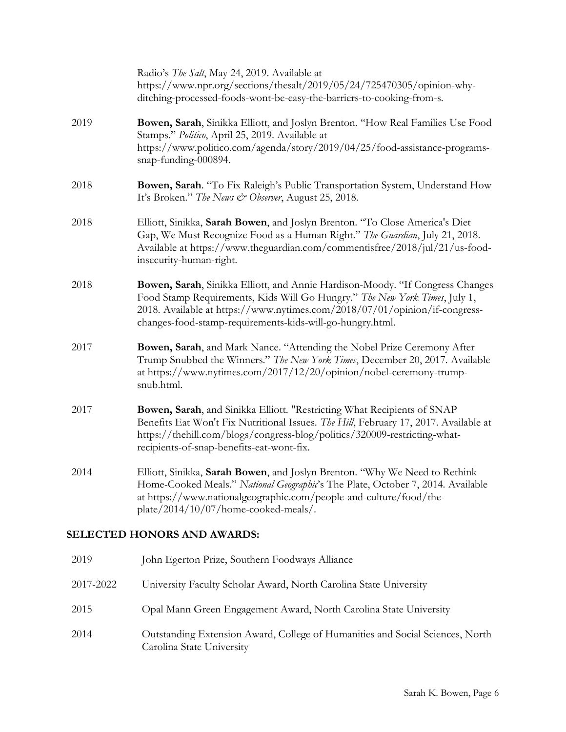Radio's *The Salt*, May 24, 2019. Available at https://www.npr.org/sections/thesalt/2019/05/24/725470305/opinion-why-ditching-processed-foods-wont-be-easy-the-barriers-to-cooking-from-s.

2019 **Bowen, Sarah**, Sinikka Elliott, and Joslyn Brenton. "How Real Families Use Food Stamps." *Politico*, April 25, 2019. Available at https://www.politico.com/agenda/story/2019/04/25/food-assistance-programs-snap-funding-000894.

2018 **Bowen, Sarah**. "To Fix Raleigh's Public Transportation System, Understand How It's Broken." *The News & Observer*, August 25, 2018.

2018 Elliott, Sinikka, **Sarah Bowen**, and Joslyn Brenton. "To Close America's Diet Gap, We Must Recognize Food as a Human Right." *The Guardian*, July 21, 2018. Available at https://www.theguardian.com/commentisfree/2018/jul/21/us-food-insecurity-human-right.

2018 **Bowen, Sarah**, Sinikka Elliott, and Annie Hardison-Moody. "If Congress Changes Food Stamp Requirements, Kids Will Go Hungry." *The New York Times*, July 1, 2018. Available at https://www.nytimes.com/2018/07/01/opinion/if-congress-changes-food-stamp-requirements-kids-will-go-hungry.html.

2017 **Bowen, Sarah**, and Mark Nance. "Attending the Nobel Prize Ceremony After Trump Snubbed the Winners." *The New York Times*, December 20, 2017. Available at https://www.nytimes.com/2017/12/20/opinion/nobel-ceremony-trump-snub.html.

2017 **Bowen, Sarah**, and Sinikka Elliott. "Restricting What Recipients of SNAP Benefits Eat Won't Fix Nutritional Issues. *The Hill*, February 17, 2017. Available at https://thehill.com/blogs/congress-blog/politics/320009-restricting-what-recipients-of-snap-benefits-eat-wont-fix.

2014 Elliott, Sinikka, **Sarah Bowen**, and Joslyn Brenton. "Why We Need to Rethink Home-Cooked Meals." *National Geographic*'s The Plate, October 7, 2014. Available at https://www.nationalgeographic.com/people-and-culture/food/the-plate/2014/10/07/home-cooked-meals/.

## SELECTED HONORS AND AWARDS:

2019 John Egerton Prize, Southern Foodways Alliance

2017-2022 University Faculty Scholar Award, North Carolina State University

2015 Opal Mann Green Engagement Award, North Carolina State University

2014 Outstanding Extension Award, College of Humanities and Social Sciences, North Carolina State University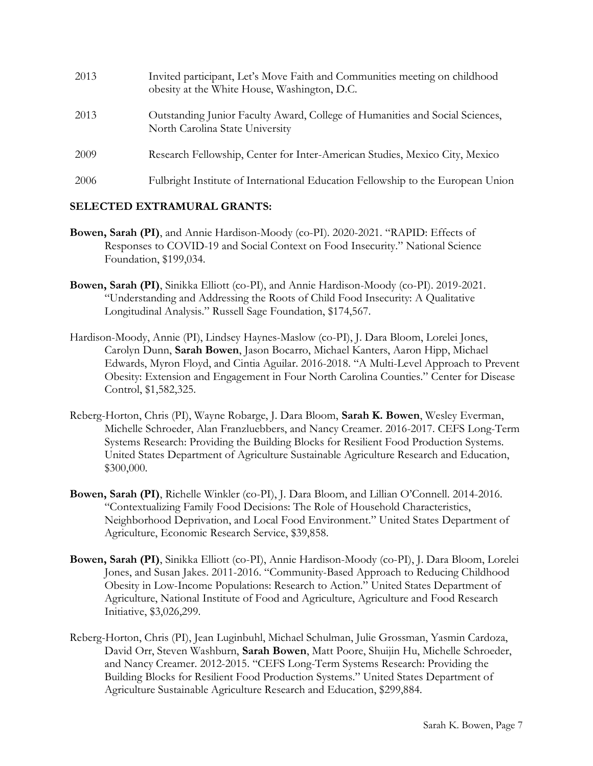| | |
|---|---|
| 2013 | Invited participant, Let's Move Faith and Communities meeting on childhood obesity at the White House, Washington, D.C. |
| 2013 | Outstanding Junior Faculty Award, College of Humanities and Social Sciences, North Carolina State University |
| 2009 | Research Fellowship, Center for Inter-American Studies, Mexico City, Mexico |
| 2006 | Fulbright Institute of International Education Fellowship to the European Union |

## SELECTED EXTRAMURAL GRANTS:

**Bowen, Sarah (PI)**, and Annie Hardison-Moody (co-PI). 2020-2021. "RAPID: Effects of Responses to COVID-19 and Social Context on Food Insecurity." National Science Foundation, $199,034.

**Bowen, Sarah (PI)**, Sinikka Elliott (co-PI), and Annie Hardison-Moody (co-PI). 2019-2021. "Understanding and Addressing the Roots of Child Food Insecurity: A Qualitative Longitudinal Analysis." Russell Sage Foundation, $174,567.

Hardison-Moody, Annie (PI), Lindsey Haynes-Maslow (co-PI), J. Dara Bloom, Lorelei Jones, Carolyn Dunn, **Sarah Bowen**, Jason Bocarro, Michael Kanters, Aaron Hipp, Michael Edwards, Myron Floyd, and Cintia Aguilar. 2016-2018. "A Multi-Level Approach to Prevent Obesity: Extension and Engagement in Four North Carolina Counties." Center for Disease Control, $1,582,325.

Reberg-Horton, Chris (PI), Wayne Robarge, J. Dara Bloom, **Sarah K. Bowen**, Wesley Everman, Michelle Schroeder, Alan Franzluebbers, and Nancy Creamer. 2016-2017. CEFS Long-Term Systems Research: Providing the Building Blocks for Resilient Food Production Systems. United States Department of Agriculture Sustainable Agriculture Research and Education, $300,000.

**Bowen, Sarah (PI)**, Richelle Winkler (co-PI), J. Dara Bloom, and Lillian O'Connell. 2014-2016. "Contextualizing Family Food Decisions: The Role of Household Characteristics, Neighborhood Deprivation, and Local Food Environment." United States Department of Agriculture, Economic Research Service, $39,858.

**Bowen, Sarah (PI)**, Sinikka Elliott (co-PI), Annie Hardison-Moody (co-PI), J. Dara Bloom, Lorelei Jones, and Susan Jakes. 2011-2016. "Community-Based Approach to Reducing Childhood Obesity in Low-Income Populations: Research to Action." United States Department of Agriculture, National Institute of Food and Agriculture, Agriculture and Food Research Initiative, $3,026,299.

Reberg-Horton, Chris (PI), Jean Luginbuhl, Michael Schulman, Julie Grossman, Yasmin Cardoza, David Orr, Steven Washburn, **Sarah Bowen**, Matt Poore, Shuijin Hu, Michelle Schroeder, and Nancy Creamer. 2012-2015. "CEFS Long-Term Systems Research: Providing the Building Blocks for Resilient Food Production Systems." United States Department of Agriculture Sustainable Agriculture Research and Education, $299,884.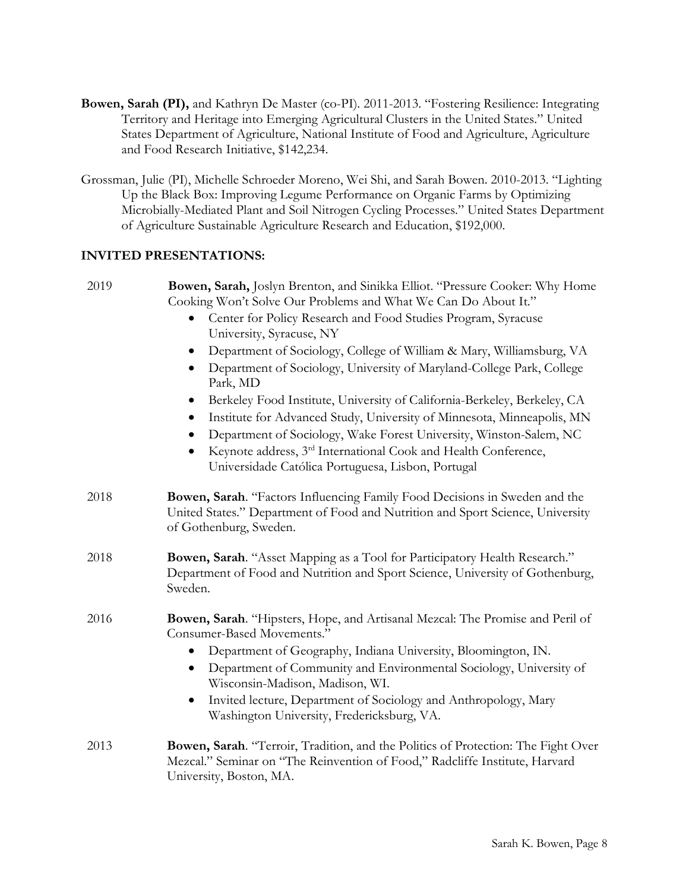**Bowen, Sarah (PI),** and Kathryn De Master (co-PI). 2011-2013. "Fostering Resilience: Integrating Territory and Heritage into Emerging Agricultural Clusters in the United States." United States Department of Agriculture, National Institute of Food and Agriculture, Agriculture and Food Research Initiative, $142,234.

Grossman, Julie (PI), Michelle Schroeder Moreno, Wei Shi, and Sarah Bowen. 2010-2013. "Lighting Up the Black Box: Improving Legume Performance on Organic Farms by Optimizing Microbially-Mediated Plant and Soil Nitrogen Cycling Processes." United States Department of Agriculture Sustainable Agriculture Research and Education, $192,000.

## INVITED PRESENTATIONS:

2019 — **Bowen, Sarah,** Joslyn Brenton, and Sinikka Elliot. "Pressure Cooker: Why Home Cooking Won't Solve Our Problems and What We Can Do About It."

- Center for Policy Research and Food Studies Program, Syracuse University, Syracuse, NY
- Department of Sociology, College of William & Mary, Williamsburg, VA
- Department of Sociology, University of Maryland-College Park, College Park, MD
- Berkeley Food Institute, University of California-Berkeley, Berkeley, CA
- Institute for Advanced Study, University of Minnesota, Minneapolis, MN
- Department of Sociology, Wake Forest University, Winston-Salem, NC
- Keynote address, 3rd International Cook and Health Conference, Universidade Católica Portuguesa, Lisbon, Portugal

2018 — **Bowen, Sarah**. "Factors Influencing Family Food Decisions in Sweden and the United States." Department of Food and Nutrition and Sport Science, University of Gothenburg, Sweden.

2018 — **Bowen, Sarah**. "Asset Mapping as a Tool for Participatory Health Research." Department of Food and Nutrition and Sport Science, University of Gothenburg, Sweden.

2016 — **Bowen, Sarah**. "Hipsters, Hope, and Artisanal Mezcal: The Promise and Peril of Consumer-Based Movements."

- Department of Geography, Indiana University, Bloomington, IN.
- Department of Community and Environmental Sociology, University of Wisconsin-Madison, Madison, WI.
- Invited lecture, Department of Sociology and Anthropology, Mary Washington University, Fredericksburg, VA.

2013 — **Bowen, Sarah**. "Terroir, Tradition, and the Politics of Protection: The Fight Over Mezcal." Seminar on "The Reinvention of Food," Radcliffe Institute, Harvard University, Boston, MA.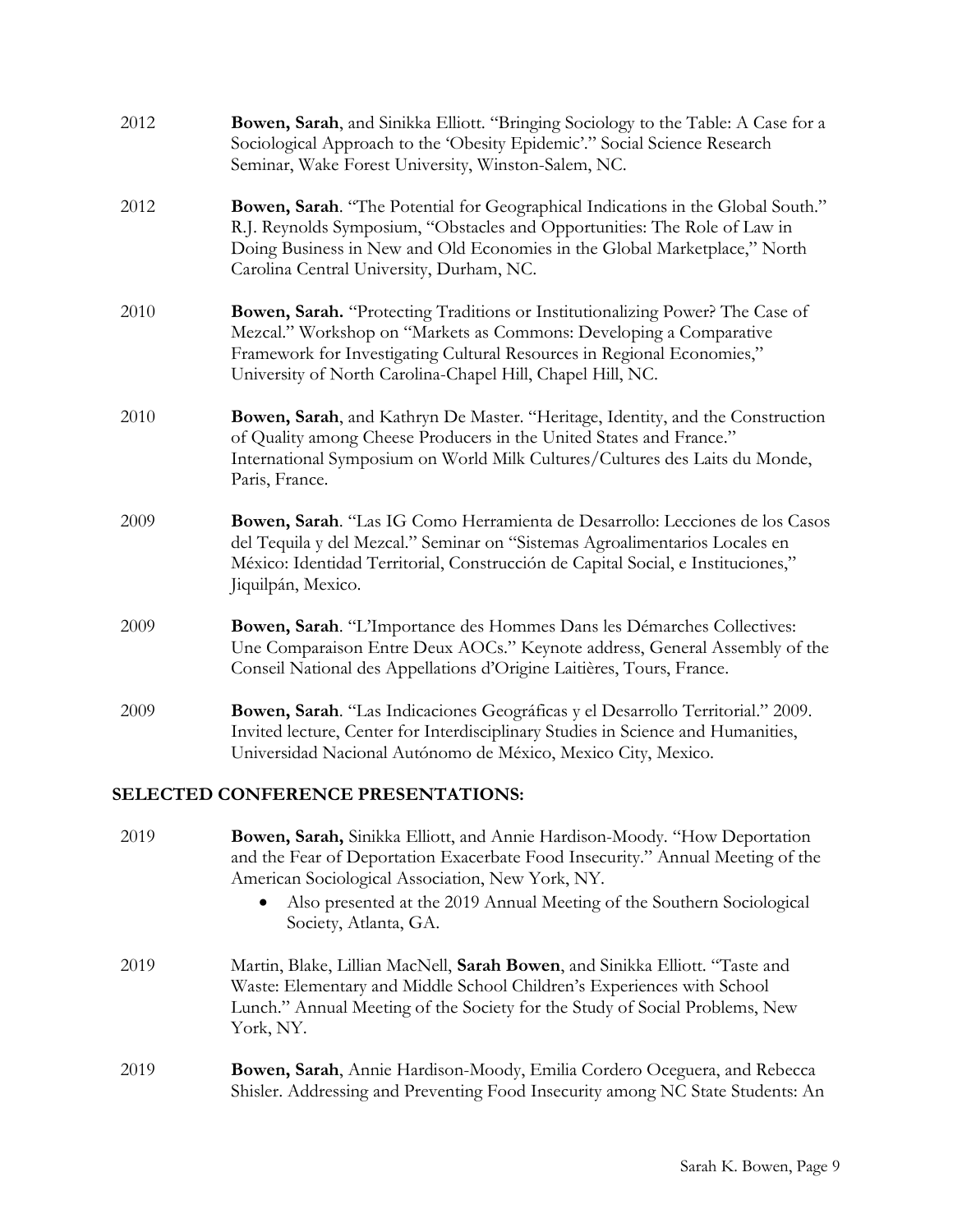2012 **Bowen, Sarah**, and Sinikka Elliott. "Bringing Sociology to the Table: A Case for a Sociological Approach to the 'Obesity Epidemic'." Social Science Research Seminar, Wake Forest University, Winston-Salem, NC.

2012 **Bowen, Sarah**. "The Potential for Geographical Indications in the Global South." R.J. Reynolds Symposium, "Obstacles and Opportunities: The Role of Law in Doing Business in New and Old Economies in the Global Marketplace," North Carolina Central University, Durham, NC.

2010 **Bowen, Sarah.** "Protecting Traditions or Institutionalizing Power? The Case of Mezcal." Workshop on "Markets as Commons: Developing a Comparative Framework for Investigating Cultural Resources in Regional Economies," University of North Carolina-Chapel Hill, Chapel Hill, NC.

2010 **Bowen, Sarah**, and Kathryn De Master. "Heritage, Identity, and the Construction of Quality among Cheese Producers in the United States and France." International Symposium on World Milk Cultures/Cultures des Laits du Monde, Paris, France.

2009 **Bowen, Sarah**. "Las IG Como Herramienta de Desarrollo: Lecciones de los Casos del Tequila y del Mezcal." Seminar on "Sistemas Agroalimentarios Locales en México: Identidad Territorial, Construcción de Capital Social, e Instituciones," Jiquilpán, Mexico.

2009 **Bowen, Sarah**. "L'Importance des Hommes Dans les Démarches Collectives: Une Comparaison Entre Deux AOCs." Keynote address, General Assembly of the Conseil National des Appellations d'Origine Laitières, Tours, France.

2009 **Bowen, Sarah**. "Las Indicaciones Geográficas y el Desarrollo Territorial." 2009. Invited lecture, Center for Interdisciplinary Studies in Science and Humanities, Universidad Nacional Autónomo de México, Mexico City, Mexico.

## SELECTED CONFERENCE PRESENTATIONS:

2019 **Bowen, Sarah,** Sinikka Elliott, and Annie Hardison-Moody. "How Deportation and the Fear of Deportation Exacerbate Food Insecurity." Annual Meeting of the American Sociological Association, New York, NY.

- Also presented at the 2019 Annual Meeting of the Southern Sociological Society, Atlanta, GA.

2019 Martin, Blake, Lillian MacNell, **Sarah Bowen**, and Sinikka Elliott. "Taste and Waste: Elementary and Middle School Children's Experiences with School Lunch." Annual Meeting of the Society for the Study of Social Problems, New York, NY.

2019 **Bowen, Sarah**, Annie Hardison-Moody, Emilia Cordero Oceguera, and Rebecca Shisler. Addressing and Preventing Food Insecurity among NC State Students: An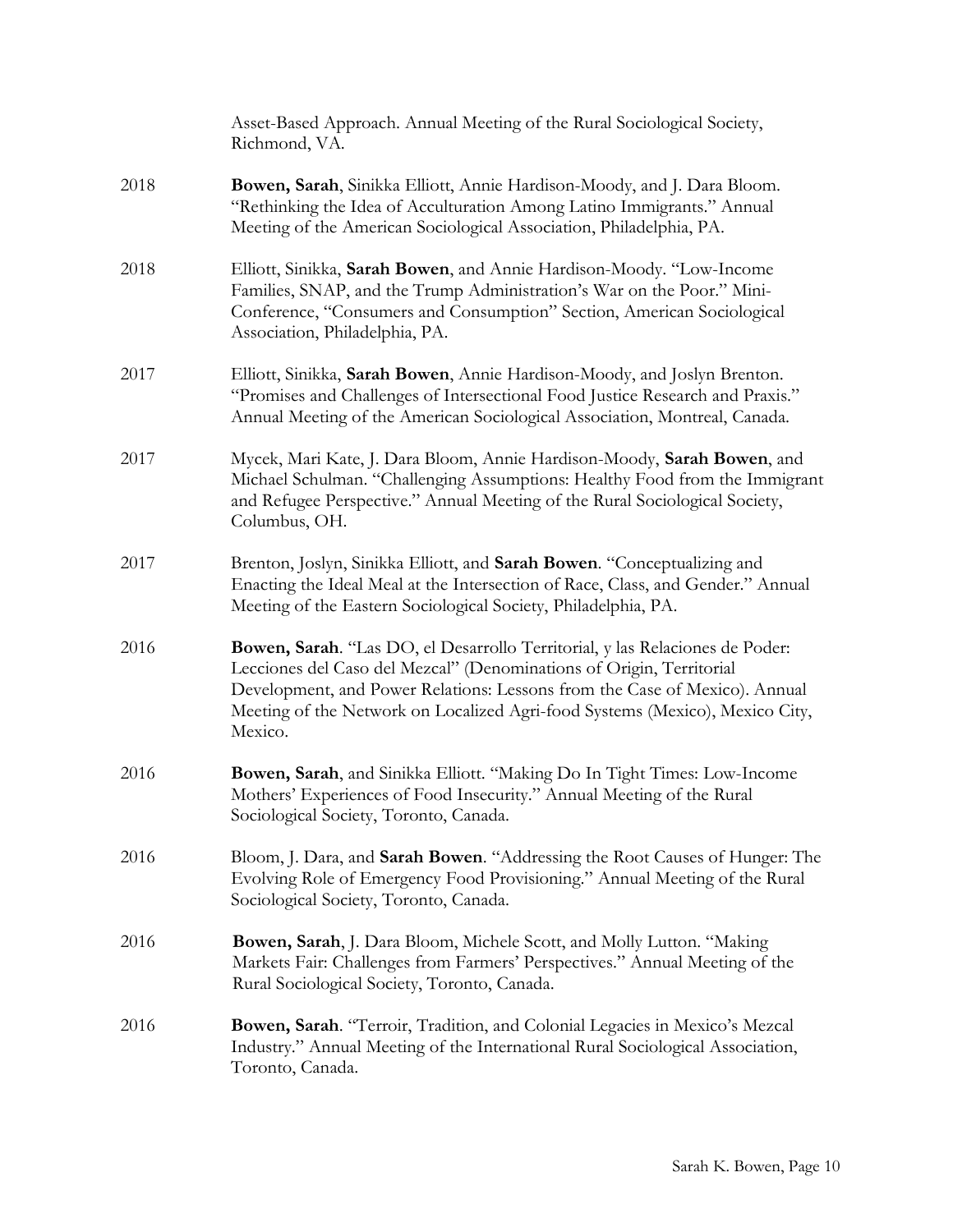Asset-Based Approach. Annual Meeting of the Rural Sociological Society, Richmond, VA.

2018 **Bowen, Sarah**, Sinikka Elliott, Annie Hardison-Moody, and J. Dara Bloom. "Rethinking the Idea of Acculturation Among Latino Immigrants." Annual Meeting of the American Sociological Association, Philadelphia, PA.

2018 Elliott, Sinikka, **Sarah Bowen**, and Annie Hardison-Moody. "Low-Income Families, SNAP, and the Trump Administration's War on the Poor." Mini-Conference, "Consumers and Consumption" Section, American Sociological Association, Philadelphia, PA.

2017 Elliott, Sinikka, **Sarah Bowen**, Annie Hardison-Moody, and Joslyn Brenton. "Promises and Challenges of Intersectional Food Justice Research and Praxis." Annual Meeting of the American Sociological Association, Montreal, Canada.

2017 Mycek, Mari Kate, J. Dara Bloom, Annie Hardison-Moody, **Sarah Bowen**, and Michael Schulman. "Challenging Assumptions: Healthy Food from the Immigrant and Refugee Perspective." Annual Meeting of the Rural Sociological Society, Columbus, OH.

2017 Brenton, Joslyn, Sinikka Elliott, and **Sarah Bowen**. "Conceptualizing and Enacting the Ideal Meal at the Intersection of Race, Class, and Gender." Annual Meeting of the Eastern Sociological Society, Philadelphia, PA.

2016 **Bowen, Sarah**. "Las DO, el Desarrollo Territorial, y las Relaciones de Poder: Lecciones del Caso del Mezcal" (Denominations of Origin, Territorial Development, and Power Relations: Lessons from the Case of Mexico). Annual Meeting of the Network on Localized Agri-food Systems (Mexico), Mexico City, Mexico.

2016 **Bowen, Sarah**, and Sinikka Elliott. "Making Do In Tight Times: Low-Income Mothers' Experiences of Food Insecurity." Annual Meeting of the Rural Sociological Society, Toronto, Canada.

2016 Bloom, J. Dara, and **Sarah Bowen**. "Addressing the Root Causes of Hunger: The Evolving Role of Emergency Food Provisioning." Annual Meeting of the Rural Sociological Society, Toronto, Canada.

2016 **Bowen, Sarah**, J. Dara Bloom, Michele Scott, and Molly Lutton. "Making Markets Fair: Challenges from Farmers' Perspectives." Annual Meeting of the Rural Sociological Society, Toronto, Canada.

2016 **Bowen, Sarah**. "Terroir, Tradition, and Colonial Legacies in Mexico's Mezcal Industry." Annual Meeting of the International Rural Sociological Association, Toronto, Canada.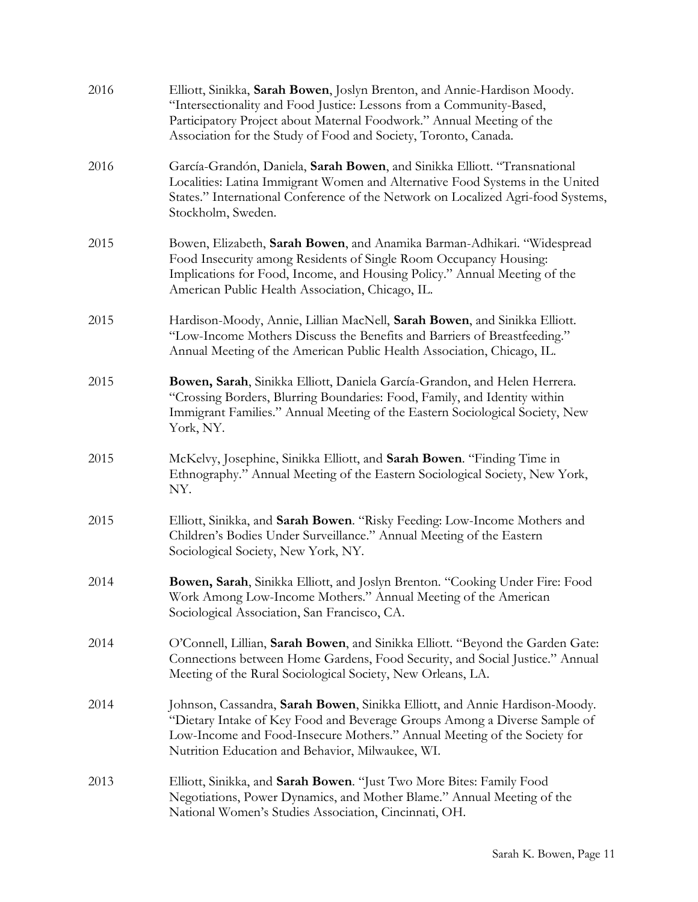2016 Elliott, Sinikka, **Sarah Bowen**, Joslyn Brenton, and Annie-Hardison Moody. "Intersectionality and Food Justice: Lessons from a Community-Based, Participatory Project about Maternal Foodwork." Annual Meeting of the Association for the Study of Food and Society, Toronto, Canada.

2016 García-Grandón, Daniela, **Sarah Bowen**, and Sinikka Elliott. "Transnational Localities: Latina Immigrant Women and Alternative Food Systems in the United States." International Conference of the Network on Localized Agri-food Systems, Stockholm, Sweden.

2015 Bowen, Elizabeth, **Sarah Bowen**, and Anamika Barman-Adhikari. "Widespread Food Insecurity among Residents of Single Room Occupancy Housing: Implications for Food, Income, and Housing Policy." Annual Meeting of the American Public Health Association, Chicago, IL.

2015 Hardison-Moody, Annie, Lillian MacNell, **Sarah Bowen**, and Sinikka Elliott. "Low-Income Mothers Discuss the Benefits and Barriers of Breastfeeding." Annual Meeting of the American Public Health Association, Chicago, IL.

2015 **Bowen, Sarah**, Sinikka Elliott, Daniela García-Grandon, and Helen Herrera. "Crossing Borders, Blurring Boundaries: Food, Family, and Identity within Immigrant Families." Annual Meeting of the Eastern Sociological Society, New York, NY.

2015 McKelvy, Josephine, Sinikka Elliott, and **Sarah Bowen**. "Finding Time in Ethnography." Annual Meeting of the Eastern Sociological Society, New York, NY.

2015 Elliott, Sinikka, and **Sarah Bowen**. "Risky Feeding: Low-Income Mothers and Children's Bodies Under Surveillance." Annual Meeting of the Eastern Sociological Society, New York, NY.

2014 **Bowen, Sarah**, Sinikka Elliott, and Joslyn Brenton. "Cooking Under Fire: Food Work Among Low-Income Mothers." Annual Meeting of the American Sociological Association, San Francisco, CA.

2014 O'Connell, Lillian, **Sarah Bowen**, and Sinikka Elliott. "Beyond the Garden Gate: Connections between Home Gardens, Food Security, and Social Justice." Annual Meeting of the Rural Sociological Society, New Orleans, LA.

2014 Johnson, Cassandra, **Sarah Bowen**, Sinikka Elliott, and Annie Hardison-Moody. "Dietary Intake of Key Food and Beverage Groups Among a Diverse Sample of Low-Income and Food-Insecure Mothers." Annual Meeting of the Society for Nutrition Education and Behavior, Milwaukee, WI.

2013 Elliott, Sinikka, and **Sarah Bowen**. "Just Two More Bites: Family Food Negotiations, Power Dynamics, and Mother Blame." Annual Meeting of the National Women's Studies Association, Cincinnati, OH.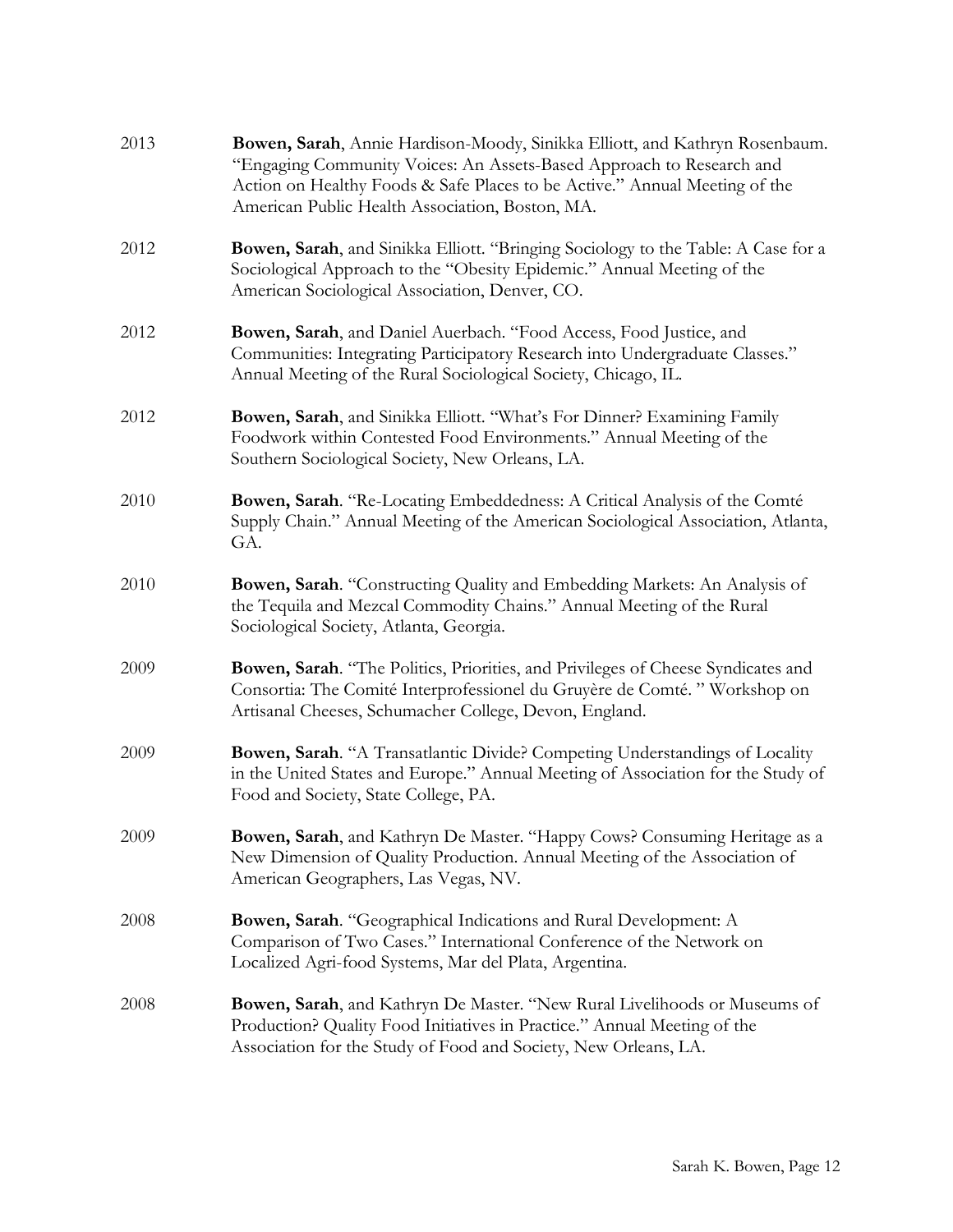2013 **Bowen, Sarah**, Annie Hardison-Moody, Sinikka Elliott, and Kathryn Rosenbaum. "Engaging Community Voices: An Assets-Based Approach to Research and Action on Healthy Foods & Safe Places to be Active." Annual Meeting of the American Public Health Association, Boston, MA.

2012 **Bowen, Sarah**, and Sinikka Elliott. "Bringing Sociology to the Table: A Case for a Sociological Approach to the "Obesity Epidemic." Annual Meeting of the American Sociological Association, Denver, CO.

2012 **Bowen, Sarah**, and Daniel Auerbach. "Food Access, Food Justice, and Communities: Integrating Participatory Research into Undergraduate Classes." Annual Meeting of the Rural Sociological Society, Chicago, IL.

2012 **Bowen, Sarah**, and Sinikka Elliott. "What's For Dinner? Examining Family Foodwork within Contested Food Environments." Annual Meeting of the Southern Sociological Society, New Orleans, LA.

2010 **Bowen, Sarah**. "Re-Locating Embeddedness: A Critical Analysis of the Comté Supply Chain." Annual Meeting of the American Sociological Association, Atlanta, GA.

2010 **Bowen, Sarah**. "Constructing Quality and Embedding Markets: An Analysis of the Tequila and Mezcal Commodity Chains." Annual Meeting of the Rural Sociological Society, Atlanta, Georgia.

2009 **Bowen, Sarah**. "The Politics, Priorities, and Privileges of Cheese Syndicates and Consortia: The Comité Interprofessionel du Gruyère de Comté. " Workshop on Artisanal Cheeses, Schumacher College, Devon, England.

2009 **Bowen, Sarah**. "A Transatlantic Divide? Competing Understandings of Locality in the United States and Europe." Annual Meeting of Association for the Study of Food and Society, State College, PA.

2009 **Bowen, Sarah**, and Kathryn De Master. "Happy Cows? Consuming Heritage as a New Dimension of Quality Production. Annual Meeting of the Association of American Geographers, Las Vegas, NV.

2008 **Bowen, Sarah**. "Geographical Indications and Rural Development: A Comparison of Two Cases." International Conference of the Network on Localized Agri-food Systems, Mar del Plata, Argentina.

2008 **Bowen, Sarah**, and Kathryn De Master. "New Rural Livelihoods or Museums of Production? Quality Food Initiatives in Practice." Annual Meeting of the Association for the Study of Food and Society, New Orleans, LA.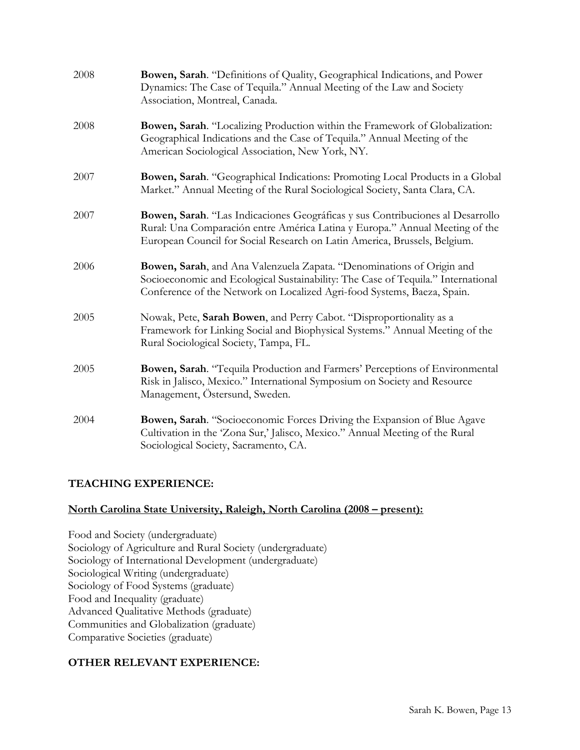2008 **Bowen, Sarah**. "Definitions of Quality, Geographical Indications, and Power Dynamics: The Case of Tequila." Annual Meeting of the Law and Society Association, Montreal, Canada.

2008 **Bowen, Sarah**. "Localizing Production within the Framework of Globalization: Geographical Indications and the Case of Tequila." Annual Meeting of the American Sociological Association, New York, NY.

2007 **Bowen, Sarah**. "Geographical Indications: Promoting Local Products in a Global Market." Annual Meeting of the Rural Sociological Society, Santa Clara, CA.

2007 **Bowen, Sarah**. "Las Indicaciones Geográficas y sus Contribuciones al Desarrollo Rural: Una Comparación entre América Latina y Europa." Annual Meeting of the European Council for Social Research on Latin America, Brussels, Belgium.

2006 **Bowen, Sarah**, and Ana Valenzuela Zapata. "Denominations of Origin and Socioeconomic and Ecological Sustainability: The Case of Tequila." International Conference of the Network on Localized Agri-food Systems, Baeza, Spain.

2005 Nowak, Pete, **Sarah Bowen**, and Perry Cabot. "Disproportionality as a Framework for Linking Social and Biophysical Systems." Annual Meeting of the Rural Sociological Society, Tampa, FL.

2005 **Bowen, Sarah**. "Tequila Production and Farmers' Perceptions of Environmental Risk in Jalisco, Mexico." International Symposium on Society and Resource Management, Östersund, Sweden.

2004 **Bowen, Sarah**. "Socioeconomic Forces Driving the Expansion of Blue Agave Cultivation in the 'Zona Sur,' Jalisco, Mexico." Annual Meeting of the Rural Sociological Society, Sacramento, CA.

## TEACHING EXPERIENCE:

### North Carolina State University, Raleigh, North Carolina (2008 – present):

Food and Society (undergraduate)
Sociology of Agriculture and Rural Society (undergraduate)
Sociology of International Development (undergraduate)
Sociological Writing (undergraduate)
Sociology of Food Systems (graduate)
Food and Inequality (graduate)
Advanced Qualitative Methods (graduate)
Communities and Globalization (graduate)
Comparative Societies (graduate)

## OTHER RELEVANT EXPERIENCE: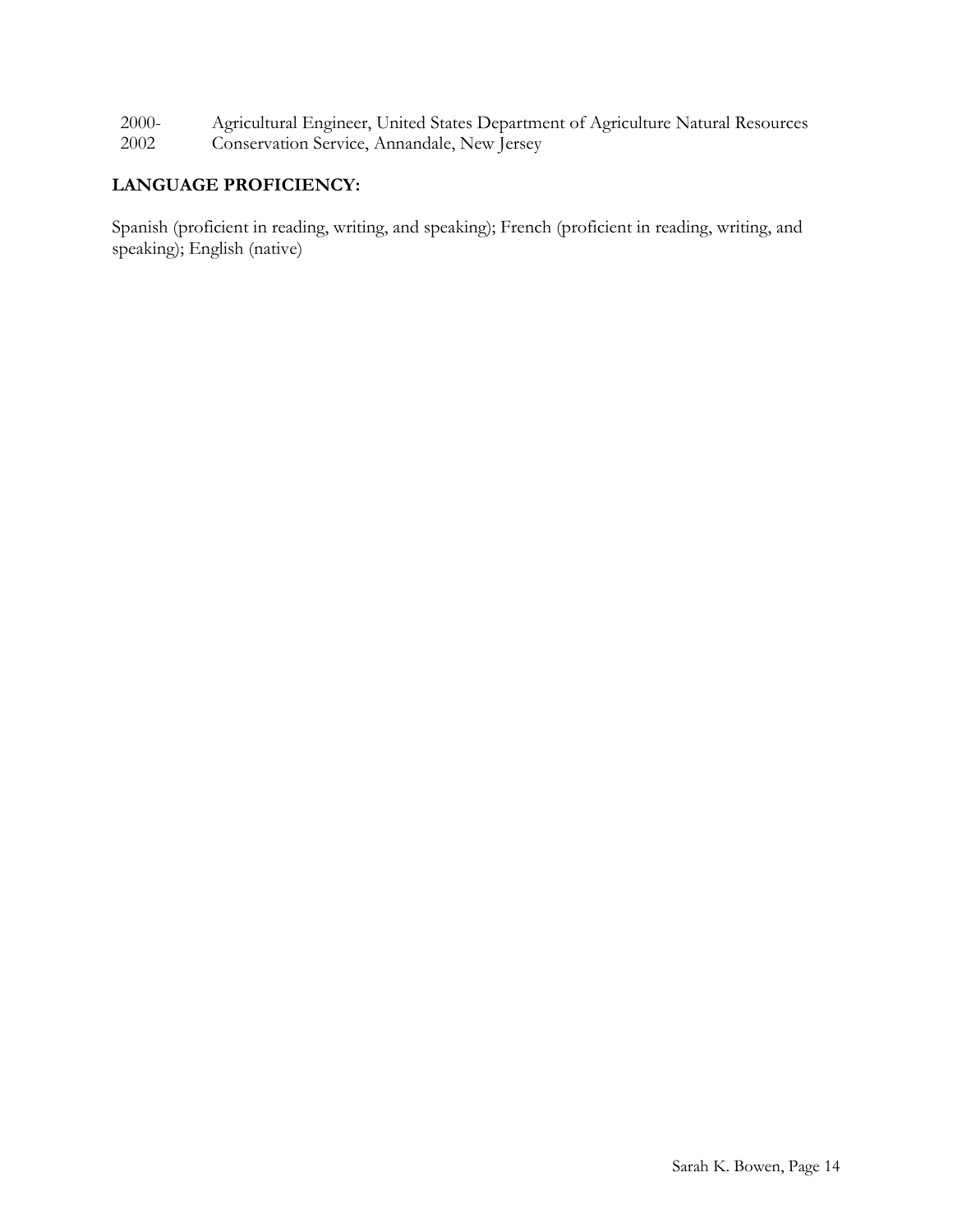2000-2002 Agricultural Engineer, United States Department of Agriculture Natural Resources Conservation Service, Annandale, New Jersey

**LANGUAGE PROFICIENCY:**

Spanish (proficient in reading, writing, and speaking); French (proficient in reading, writing, and speaking); English (native)